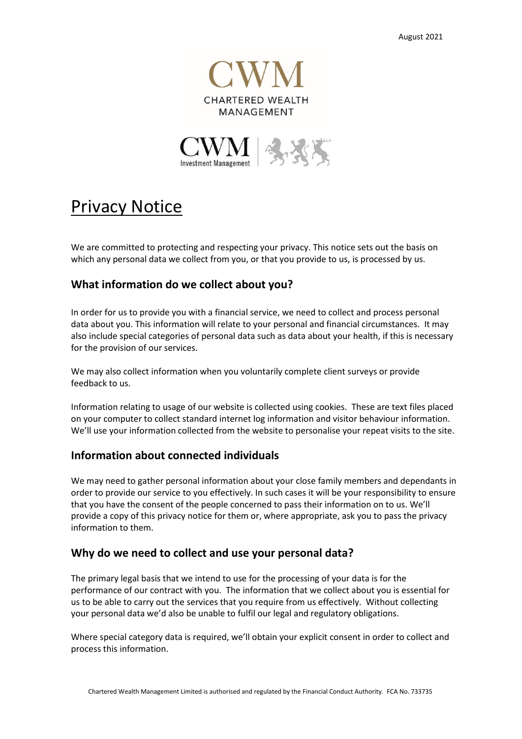August 2021

CWM
CHARTERED WEALTH MANAGEMENT

CWM Investment Management

# Privacy Notice

We are committed to protecting and respecting your privacy. This notice sets out the basis on which any personal data we collect from you, or that you provide to us, is processed by us.

## What information do we collect about you?

In order for us to provide you with a financial service, we need to collect and process personal data about you. This information will relate to your personal and financial circumstances. It may also include special categories of personal data such as data about your health, if this is necessary for the provision of our services.

We may also collect information when you voluntarily complete client surveys or provide feedback to us.

Information relating to usage of our website is collected using cookies. These are text files placed on your computer to collect standard internet log information and visitor behaviour information. We'll use your information collected from the website to personalise your repeat visits to the site.

## Information about connected individuals

We may need to gather personal information about your close family members and dependants in order to provide our service to you effectively. In such cases it will be your responsibility to ensure that you have the consent of the people concerned to pass their information on to us. We'll provide a copy of this privacy notice for them or, where appropriate, ask you to pass the privacy information to them.

## Why do we need to collect and use your personal data?

The primary legal basis that we intend to use for the processing of your data is for the performance of our contract with you. The information that we collect about you is essential for us to be able to carry out the services that you require from us effectively. Without collecting your personal data we'd also be unable to fulfil our legal and regulatory obligations.

Where special category data is required, we'll obtain your explicit consent in order to collect and process this information.

Chartered Wealth Management Limited is authorised and regulated by the Financial Conduct Authority. FCA No. 733735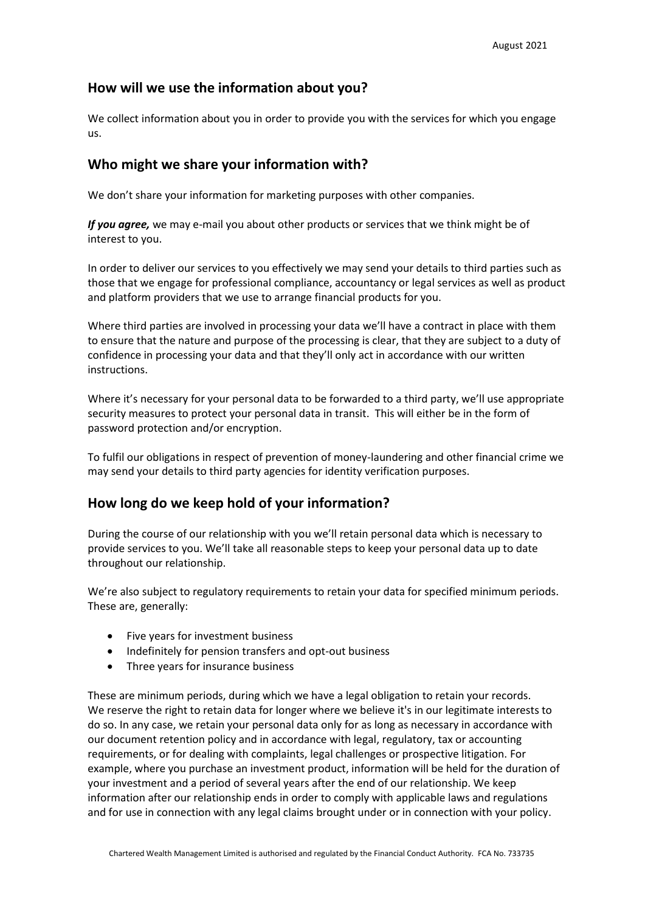## How will we use the information about you?

We collect information about you in order to provide you with the services for which you engage us.

## Who might we share your information with?

We don't share your information for marketing purposes with other companies.

***If you agree,*** we may e-mail you about other products or services that we think might be of interest to you.

In order to deliver our services to you effectively we may send your details to third parties such as those that we engage for professional compliance, accountancy or legal services as well as product and platform providers that we use to arrange financial products for you.

Where third parties are involved in processing your data we'll have a contract in place with them to ensure that the nature and purpose of the processing is clear, that they are subject to a duty of confidence in processing your data and that they'll only act in accordance with our written instructions.

Where it's necessary for your personal data to be forwarded to a third party, we'll use appropriate security measures to protect your personal data in transit. This will either be in the form of password protection and/or encryption.

To fulfil our obligations in respect of prevention of money-laundering and other financial crime we may send your details to third party agencies for identity verification purposes.

## How long do we keep hold of your information?

During the course of our relationship with you we'll retain personal data which is necessary to provide services to you. We'll take all reasonable steps to keep your personal data up to date throughout our relationship.

We're also subject to regulatory requirements to retain your data for specified minimum periods. These are, generally:

- Five years for investment business
- Indefinitely for pension transfers and opt-out business
- Three years for insurance business

These are minimum periods, during which we have a legal obligation to retain your records. We reserve the right to retain data for longer where we believe it's in our legitimate interests to do so. In any case, we retain your personal data only for as long as necessary in accordance with our document retention policy and in accordance with legal, regulatory, tax or accounting requirements, or for dealing with complaints, legal challenges or prospective litigation. For example, where you purchase an investment product, information will be held for the duration of your investment and a period of several years after the end of our relationship. We keep information after our relationship ends in order to comply with applicable laws and regulations and for use in connection with any legal claims brought under or in connection with your policy.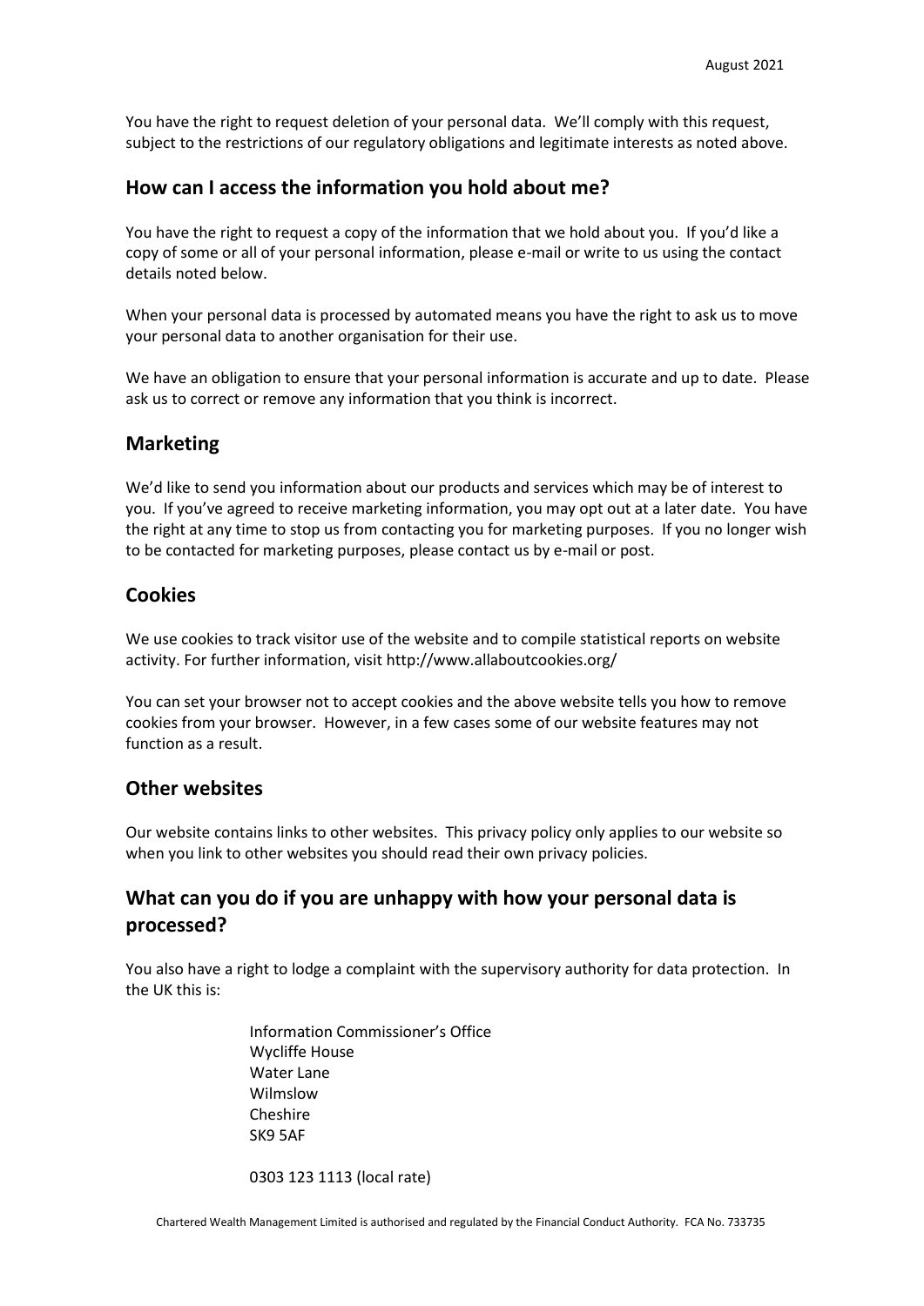You have the right to request deletion of your personal data. We'll comply with this request, subject to the restrictions of our regulatory obligations and legitimate interests as noted above.

## How can I access the information you hold about me?

You have the right to request a copy of the information that we hold about you. If you'd like a copy of some or all of your personal information, please e-mail or write to us using the contact details noted below.

When your personal data is processed by automated means you have the right to ask us to move your personal data to another organisation for their use.

We have an obligation to ensure that your personal information is accurate and up to date. Please ask us to correct or remove any information that you think is incorrect.

## Marketing

We'd like to send you information about our products and services which may be of interest to you. If you've agreed to receive marketing information, you may opt out at a later date. You have the right at any time to stop us from contacting you for marketing purposes. If you no longer wish to be contacted for marketing purposes, please contact us by e-mail or post.

## Cookies

We use cookies to track visitor use of the website and to compile statistical reports on website activity. For further information, visit http://www.allaboutcookies.org/

You can set your browser not to accept cookies and the above website tells you how to remove cookies from your browser. However, in a few cases some of our website features may not function as a result.

## Other websites

Our website contains links to other websites. This privacy policy only applies to our website so when you link to other websites you should read their own privacy policies.

## What can you do if you are unhappy with how your personal data is processed?

You also have a right to lodge a complaint with the supervisory authority for data protection. In the UK this is:

Information Commissioner's Office
Wycliffe House
Water Lane
Wilmslow
Cheshire
SK9 5AF

0303 123 1113 (local rate)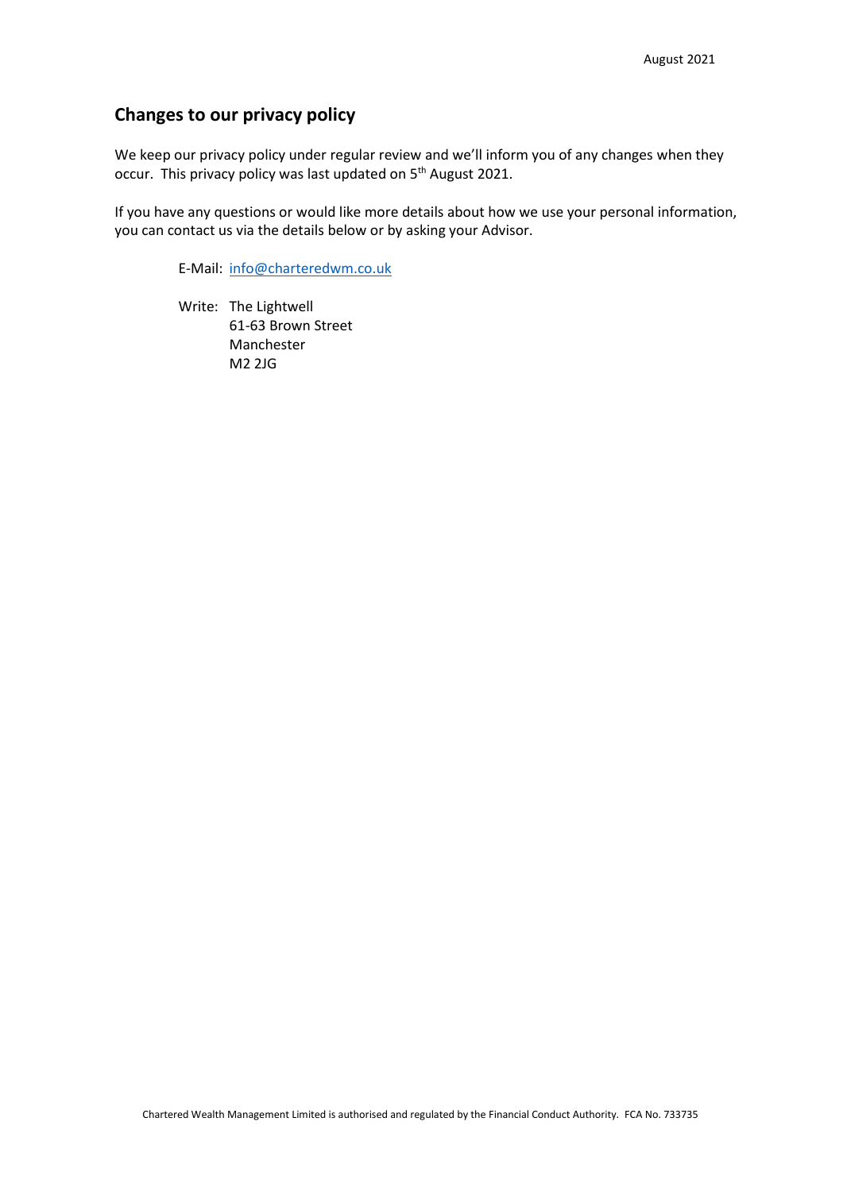## Changes to our privacy policy

We keep our privacy policy under regular review and we'll inform you of any changes when they occur. This privacy policy was last updated on 5th August 2021.

If you have any questions or would like more details about how we use your personal information, you can contact us via the details below or by asking your Advisor.

E-Mail: info@charteredwm.co.uk

Write: The Lightwell
61-63 Brown Street
Manchester
M2 2JG